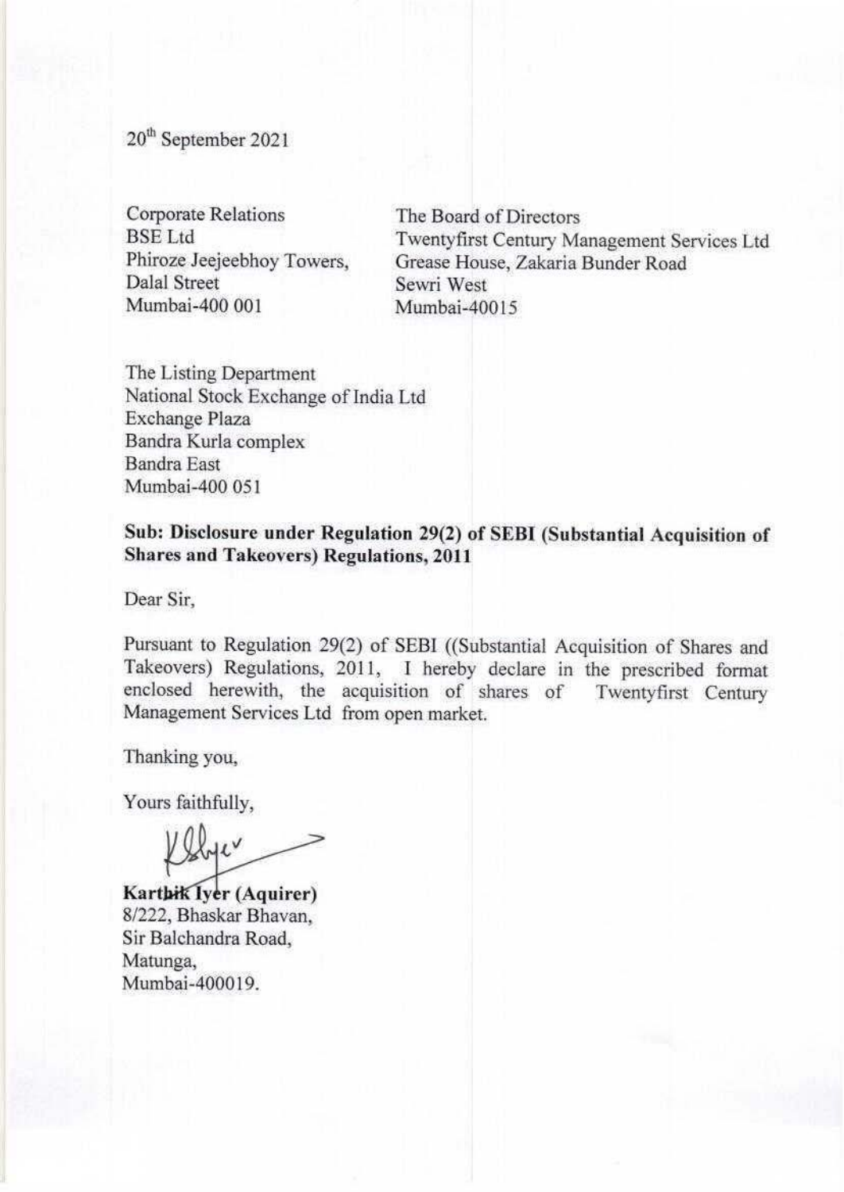20th September 2021

Corporate Relations
BSE Ltd
Phiroze Jeejeebhoy Towers,
Dalal Street
Mumbai-400 001

The Board of Directors
Twentyfirst Century Management Services Ltd
Grease House, Zakaria Bunder Road
Sewri West
Mumbai-40015

The Listing Department
National Stock Exchange of India Ltd
Exchange Plaza
Bandra Kurla complex
Bandra East
Mumbai-400 051

**Sub: Disclosure under Regulation 29(2) of SEBI (Substantial Acquisition of Shares and Takeovers) Regulations, 2011**

Dear Sir,

Pursuant to Regulation 29(2) of SEBI ((Substantial Acquisition of Shares and Takeovers) Regulations, 2011, I hereby declare in the prescribed format enclosed herewith, the acquisition of shares of Twentyfirst Century Management Services Ltd from open market.

Thanking you,

Yours faithfully,

**Karthik Iyer (Aquirer)**
8/222, Bhaskar Bhavan,
Sir Balchandra Road,
Matunga,
Mumbai-400019.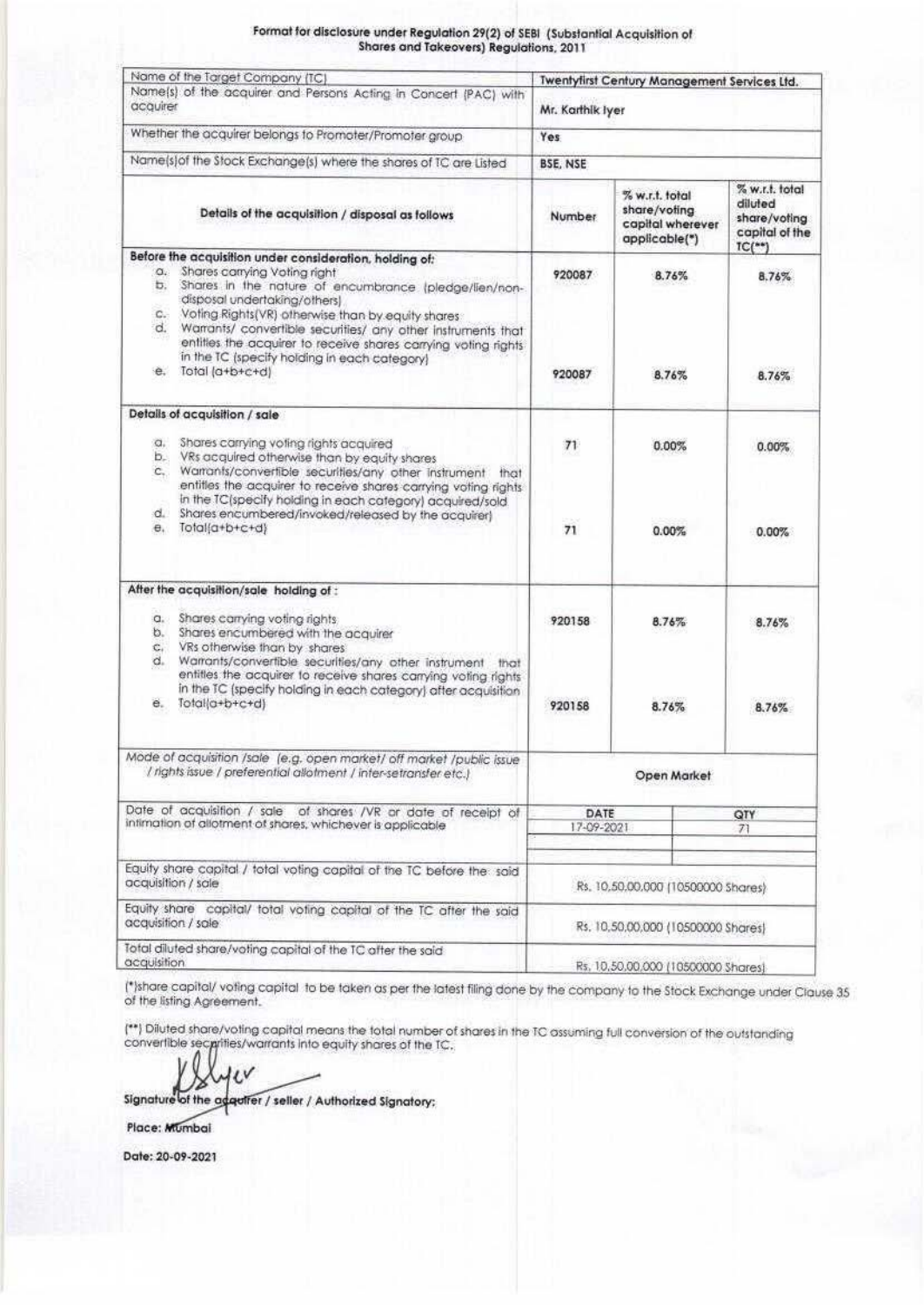# Format for disclosure under Regulation 29(2) of SEBI (Substantial Acquisition of Shares and Takeovers) Regulations, 2011

| | | | |
|---|---|---|---|
| Name of the Target Company (TC) | Twentyfirst Century Management Services Ltd. | | |
| Name(s) of the acquirer and Persons Acting in Concert (PAC) with acquirer | Mr. Karthik Iyer | | |
| Whether the acquirer belongs to Promoter/Promoter group | Yes | | |
| Name(s)of the Stock Exchange(s) where the shares of TC are Listed | BSE, NSE | | |
| **Details of the acquisition / disposal as follows** | Number | % w.r.t. total share/voting capital wherever applicable(*) | % w.r.t. total diluted share/voting capital of the TC(**) |
| **Before the acquisition under consideration, holding of:**<br>a. Shares carrying Voting right<br>b. Shares in the nature of encumbrance (pledge/lien/non-disposal undertaking/others)<br>c. Voting Rights(VR) otherwise than by equity shares<br>d. Warrants/ convertible securities/ any other instruments that entitles the acquirer to receive shares carrying voting rights in the TC (specify holding in each category)<br>e. Total (a+b+c+d) | 920087<br><br><br><br>920087 | 8.76%<br><br><br><br>8.76% | 8.76%<br><br><br><br>8.76% |
| **Details of acquisition / sale**<br>a. Shares carrying voting rights acquired<br>b. VRs acquired otherwise than by equity shares<br>c. Warrants/convertible securities/any other instrument that entitles the acquirer to receive shares carrying voting rights in the TC(specify holding in each category) acquired/sold<br>d. Shares encumbered/invoked/released by the acquirer)<br>e. Total(a+b+c+d) | 71<br><br><br><br>71 | 0.00%<br><br><br><br>0.00% | 0.00%<br><br><br><br>0.00% |
| **After the acquisition/sale holding of :**<br>a. Shares carrying voting rights<br>b. Shares encumbered with the acquirer<br>c. VRs otherwise than by shares<br>d. Warrants/convertible securities/any other instrument that entitles the acquirer to receive shares carrying voting rights in the TC (specify holding in each category) after acquisition<br>e. Total(a+b+c+d) | 920158<br><br><br><br>920158 | 8.76%<br><br><br><br>8.76% | 8.76%<br><br><br><br>8.76% |
| *Mode of acquisition /sale (e.g. open market/ off market /public issue / rights issue / preferential allotment / inter-setransfer etc.)* | Open Market | | |
| Date of acquisition / sale of shares /VR or date of receipt of intimation of allotment of shares, whichever is applicable | DATE: 17-09-2021 | QTY: 71 | |
| Equity share capital / total voting capital of the TC before the said acquisition / sale | Rs. 10,50,00,000 (10500000 Shares) | | |
| Equity share capital/ total voting capital of the TC after the said acquisition / sale | Rs. 10,50,00,000 (10500000 Shares) | | |
| Total diluted share/voting capital of the TC after the said acquisition | Rs. 10,50,00,000 (10500000 Shares) | | |

(*)share capital/ voting capital to be taken as per the latest filing done by the company to the Stock Exchange under Clause 35 of the listing Agreement.

(**) Diluted share/voting capital means the total number of shares in the TC assuming full conversion of the outstanding convertible securities/warrants into equity shares of the TC.

Signature of the acquirer / seller / Authorized Signatory:

Place: Mumbai

Date: 20-09-2021